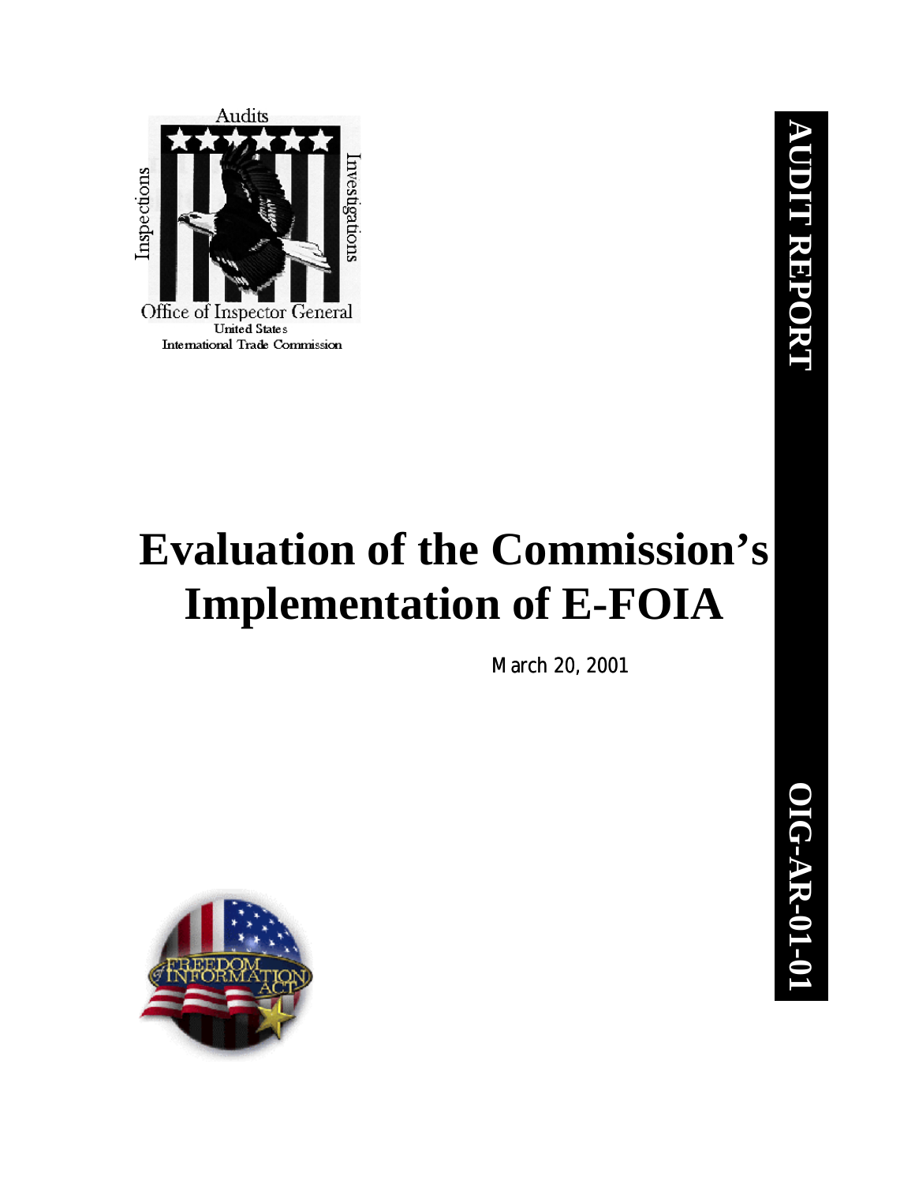Audits

Inspections

Investigations

Office of Inspector General
United States
International Trade Commission

**AUDIT REPORT**

# Evaluation of the Commission's Implementation of E-FOIA

March 20, 2001

**OIG-AR-01-01**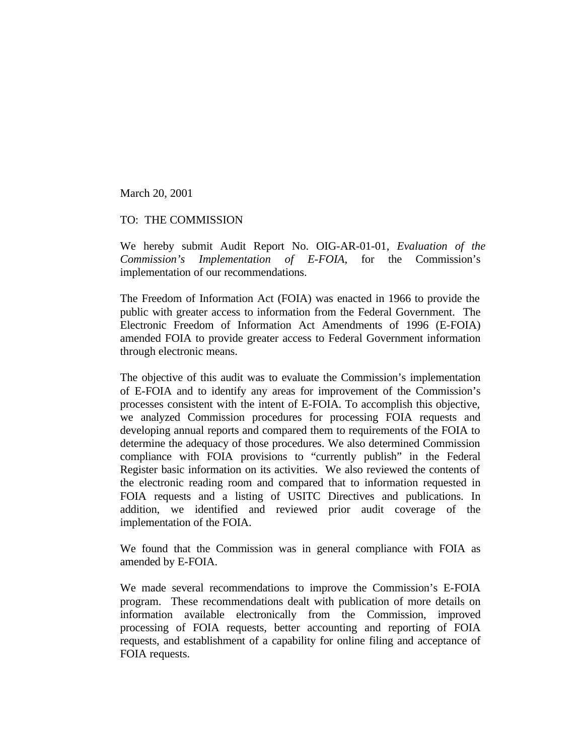March 20, 2001

TO: THE COMMISSION

We hereby submit Audit Report No. OIG-AR-01-01, *Evaluation of the Commission's Implementation of E-FOIA*, for the Commission's implementation of our recommendations.

The Freedom of Information Act (FOIA) was enacted in 1966 to provide the public with greater access to information from the Federal Government. The Electronic Freedom of Information Act Amendments of 1996 (E-FOIA) amended FOIA to provide greater access to Federal Government information through electronic means.

The objective of this audit was to evaluate the Commission's implementation of E-FOIA and to identify any areas for improvement of the Commission's processes consistent with the intent of E-FOIA. To accomplish this objective, we analyzed Commission procedures for processing FOIA requests and developing annual reports and compared them to requirements of the FOIA to determine the adequacy of those procedures. We also determined Commission compliance with FOIA provisions to "currently publish" in the Federal Register basic information on its activities. We also reviewed the contents of the electronic reading room and compared that to information requested in FOIA requests and a listing of USITC Directives and publications. In addition, we identified and reviewed prior audit coverage of the implementation of the FOIA.

We found that the Commission was in general compliance with FOIA as amended by E-FOIA.

We made several recommendations to improve the Commission's E-FOIA program. These recommendations dealt with publication of more details on information available electronically from the Commission, improved processing of FOIA requests, better accounting and reporting of FOIA requests, and establishment of a capability for online filing and acceptance of FOIA requests.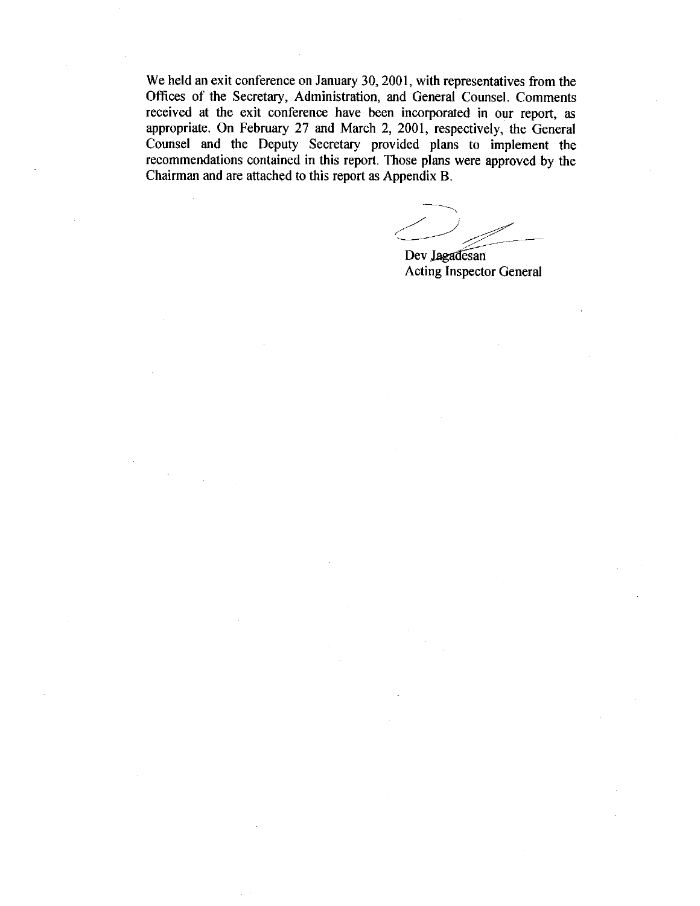We held an exit conference on January 30, 2001, with representatives from the Offices of the Secretary, Administration, and General Counsel. Comments received at the exit conference have been incorporated in our report, as appropriate. On February 27 and March 2, 2001, respectively, the General Counsel and the Deputy Secretary provided plans to implement the recommendations contained in this report. Those plans were approved by the Chairman and are attached to this report as Appendix B.

Dev Jagadesan
Acting Inspector General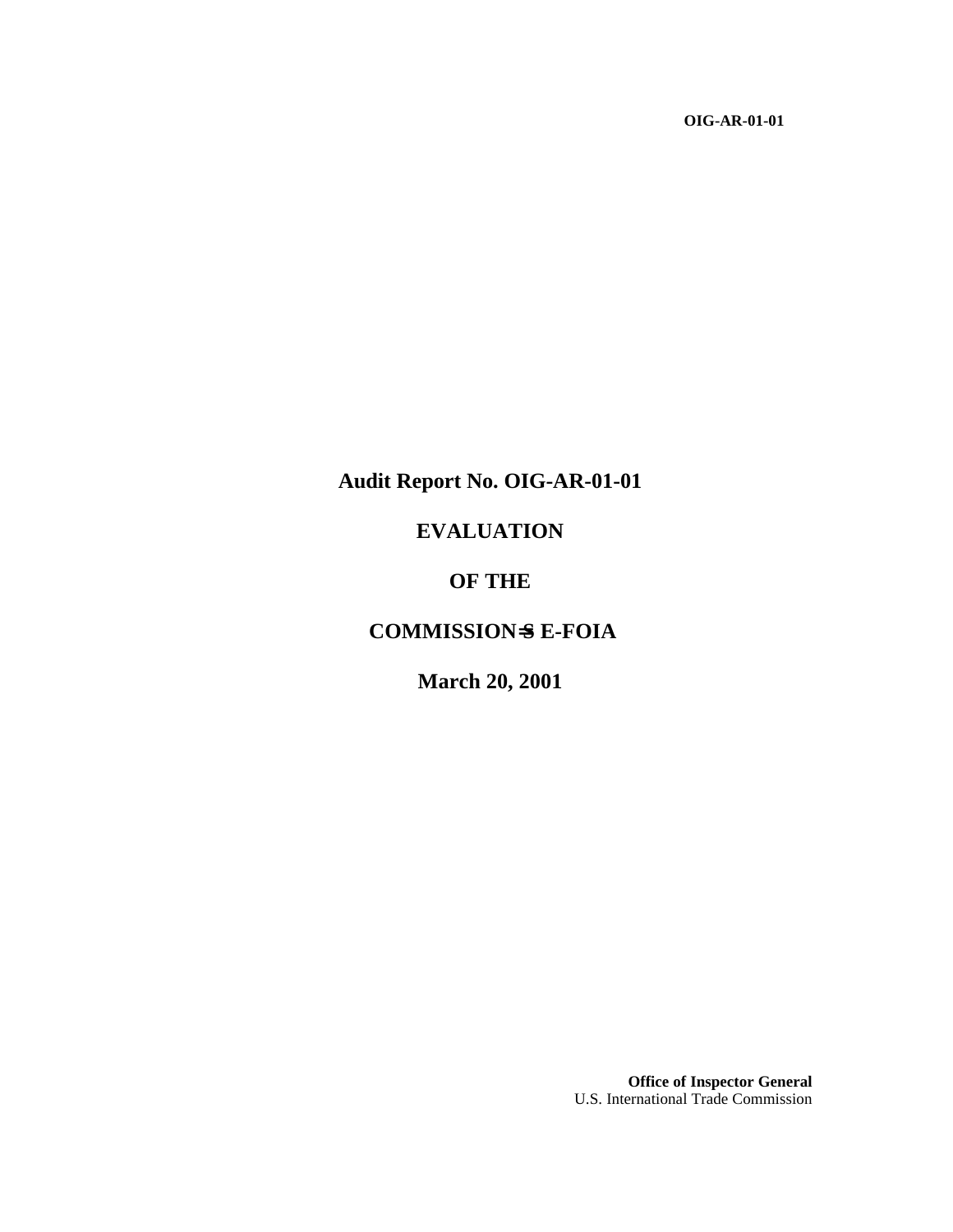OIG-AR-01-01

# Audit Report No. OIG-AR-01-01

# EVALUATION

# OF THE

# COMMISSION=S E-FOIA

# March 20, 2001

**Office of Inspector General**
U.S. International Trade Commission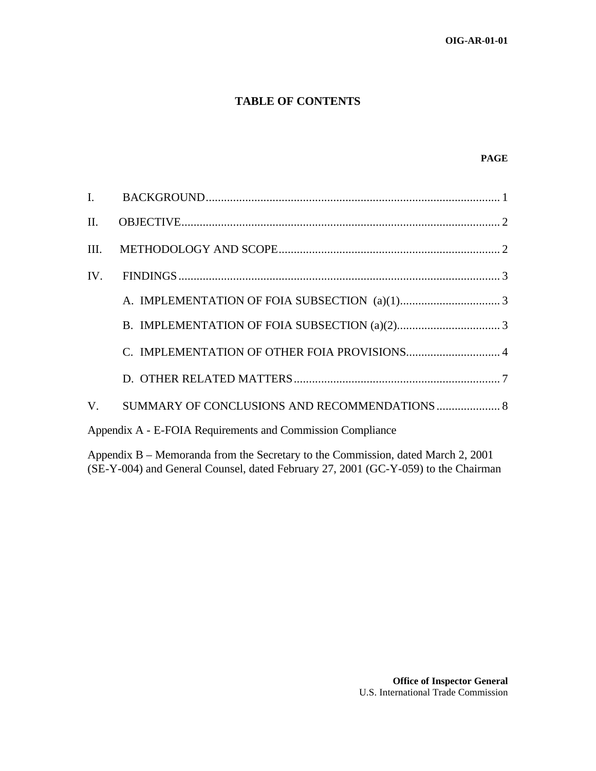# TABLE OF CONTENTS

**PAGE**

I. BACKGROUND.................................................................................................. 1

II. OBJECTIVE......................................................................................................... 2

III. METHODOLOGY AND SCOPE......................................................................... 2

IV. FINDINGS.......................................................................................................... 3

A. IMPLEMENTATION OF FOIA SUBSECTION (a)(1)................................. 3

B. IMPLEMENTATION OF FOIA SUBSECTION (a)(2).................................. 3

C. IMPLEMENTATION OF OTHER FOIA PROVISIONS............................... 4

D. OTHER RELATED MATTERS..................................................................... 7

V. SUMMARY OF CONCLUSIONS AND RECOMMENDATIONS..................... 8

Appendix A - E-FOIA Requirements and Commission Compliance

Appendix B – Memoranda from the Secretary to the Commission, dated March 2, 2001 (SE-Y-004) and General Counsel, dated February 27, 2001 (GC-Y-059) to the Chairman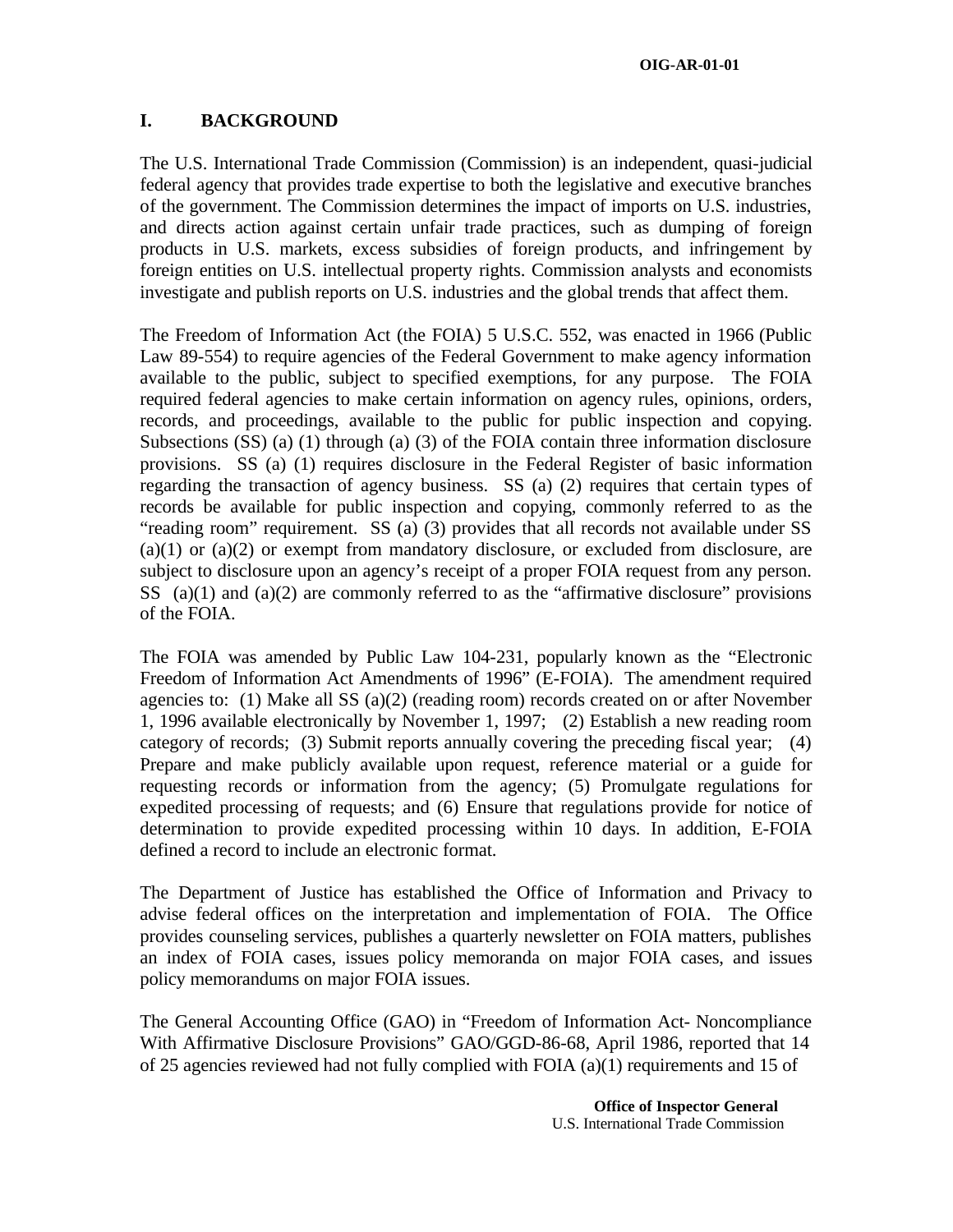## I. BACKGROUND

The U.S. International Trade Commission (Commission) is an independent, quasi-judicial federal agency that provides trade expertise to both the legislative and executive branches of the government. The Commission determines the impact of imports on U.S. industries, and directs action against certain unfair trade practices, such as dumping of foreign products in U.S. markets, excess subsidies of foreign products, and infringement by foreign entities on U.S. intellectual property rights. Commission analysts and economists investigate and publish reports on U.S. industries and the global trends that affect them.

The Freedom of Information Act (the FOIA) 5 U.S.C. 552, was enacted in 1966 (Public Law 89-554) to require agencies of the Federal Government to make agency information available to the public, subject to specified exemptions, for any purpose. The FOIA required federal agencies to make certain information on agency rules, opinions, orders, records, and proceedings, available to the public for public inspection and copying. Subsections (SS) (a) (1) through (a) (3) of the FOIA contain three information disclosure provisions. SS (a) (1) requires disclosure in the Federal Register of basic information regarding the transaction of agency business. SS (a) (2) requires that certain types of records be available for public inspection and copying, commonly referred to as the "reading room" requirement. SS (a) (3) provides that all records not available under SS (a)(1) or (a)(2) or exempt from mandatory disclosure, or excluded from disclosure, are subject to disclosure upon an agency's receipt of a proper FOIA request from any person. SS (a)(1) and (a)(2) are commonly referred to as the "affirmative disclosure" provisions of the FOIA.

The FOIA was amended by Public Law 104-231, popularly known as the "Electronic Freedom of Information Act Amendments of 1996" (E-FOIA). The amendment required agencies to: (1) Make all SS (a)(2) (reading room) records created on or after November 1, 1996 available electronically by November 1, 1997; (2) Establish a new reading room category of records; (3) Submit reports annually covering the preceding fiscal year; (4) Prepare and make publicly available upon request, reference material or a guide for requesting records or information from the agency; (5) Promulgate regulations for expedited processing of requests; and (6) Ensure that regulations provide for notice of determination to provide expedited processing within 10 days. In addition, E-FOIA defined a record to include an electronic format.

The Department of Justice has established the Office of Information and Privacy to advise federal offices on the interpretation and implementation of FOIA. The Office provides counseling services, publishes a quarterly newsletter on FOIA matters, publishes an index of FOIA cases, issues policy memoranda on major FOIA cases, and issues policy memorandums on major FOIA issues.

The General Accounting Office (GAO) in "Freedom of Information Act- Noncompliance With Affirmative Disclosure Provisions" GAO/GGD-86-68, April 1986, reported that 14 of 25 agencies reviewed had not fully complied with FOIA (a)(1) requirements and 15 of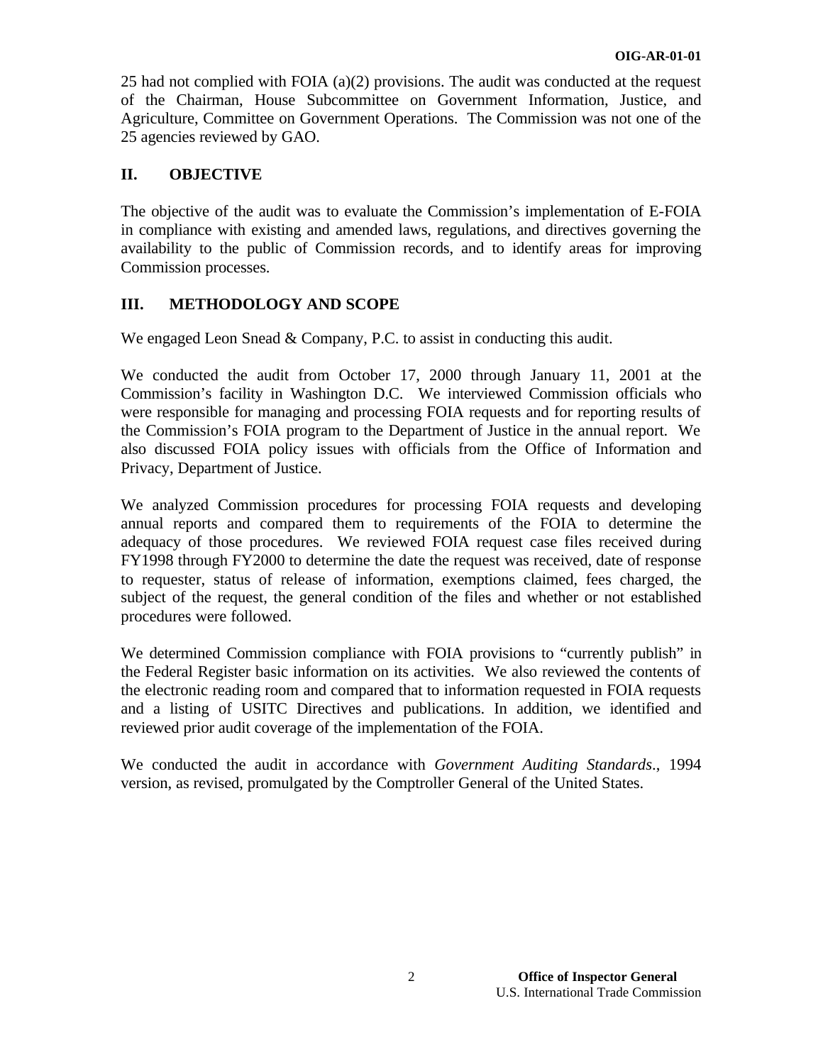25 had not complied with FOIA (a)(2) provisions. The audit was conducted at the request of the Chairman, House Subcommittee on Government Information, Justice, and Agriculture, Committee on Government Operations. The Commission was not one of the 25 agencies reviewed by GAO.

## II. OBJECTIVE

The objective of the audit was to evaluate the Commission's implementation of E-FOIA in compliance with existing and amended laws, regulations, and directives governing the availability to the public of Commission records, and to identify areas for improving Commission processes.

## III. METHODOLOGY AND SCOPE

We engaged Leon Snead & Company, P.C. to assist in conducting this audit.

We conducted the audit from October 17, 2000 through January 11, 2001 at the Commission's facility in Washington D.C. We interviewed Commission officials who were responsible for managing and processing FOIA requests and for reporting results of the Commission's FOIA program to the Department of Justice in the annual report. We also discussed FOIA policy issues with officials from the Office of Information and Privacy, Department of Justice.

We analyzed Commission procedures for processing FOIA requests and developing annual reports and compared them to requirements of the FOIA to determine the adequacy of those procedures. We reviewed FOIA request case files received during FY1998 through FY2000 to determine the date the request was received, date of response to requester, status of release of information, exemptions claimed, fees charged, the subject of the request, the general condition of the files and whether or not established procedures were followed.

We determined Commission compliance with FOIA provisions to "currently publish" in the Federal Register basic information on its activities. We also reviewed the contents of the electronic reading room and compared that to information requested in FOIA requests and a listing of USITC Directives and publications. In addition, we identified and reviewed prior audit coverage of the implementation of the FOIA.

We conducted the audit in accordance with *Government Auditing Standards*., 1994 version, as revised, promulgated by the Comptroller General of the United States.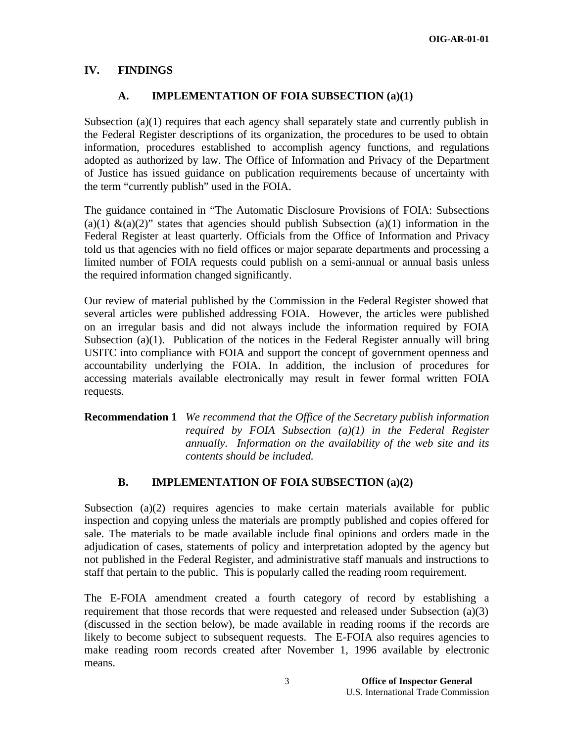## IV. FINDINGS

### A. IMPLEMENTATION OF FOIA SUBSECTION (a)(1)

Subsection (a)(1) requires that each agency shall separately state and currently publish in the Federal Register descriptions of its organization, the procedures to be used to obtain information, procedures established to accomplish agency functions, and regulations adopted as authorized by law. The Office of Information and Privacy of the Department of Justice has issued guidance on publication requirements because of uncertainty with the term "currently publish" used in the FOIA.

The guidance contained in "The Automatic Disclosure Provisions of FOIA: Subsections (a)(1) &(a)(2)" states that agencies should publish Subsection (a)(1) information in the Federal Register at least quarterly. Officials from the Office of Information and Privacy told us that agencies with no field offices or major separate departments and processing a limited number of FOIA requests could publish on a semi-annual or annual basis unless the required information changed significantly.

Our review of material published by the Commission in the Federal Register showed that several articles were published addressing FOIA. However, the articles were published on an irregular basis and did not always include the information required by FOIA Subsection (a)(1). Publication of the notices in the Federal Register annually will bring USITC into compliance with FOIA and support the concept of government openness and accountability underlying the FOIA. In addition, the inclusion of procedures for accessing materials available electronically may result in fewer formal written FOIA requests.

**Recommendation 1** *We recommend that the Office of the Secretary publish information required by FOIA Subsection (a)(1) in the Federal Register annually. Information on the availability of the web site and its contents should be included.*

### B. IMPLEMENTATION OF FOIA SUBSECTION (a)(2)

Subsection (a)(2) requires agencies to make certain materials available for public inspection and copying unless the materials are promptly published and copies offered for sale. The materials to be made available include final opinions and orders made in the adjudication of cases, statements of policy and interpretation adopted by the agency but not published in the Federal Register, and administrative staff manuals and instructions to staff that pertain to the public. This is popularly called the reading room requirement.

The E-FOIA amendment created a fourth category of record by establishing a requirement that those records that were requested and released under Subsection (a)(3) (discussed in the section below), be made available in reading rooms if the records are likely to become subject to subsequent requests. The E-FOIA also requires agencies to make reading room records created after November 1, 1996 available by electronic means.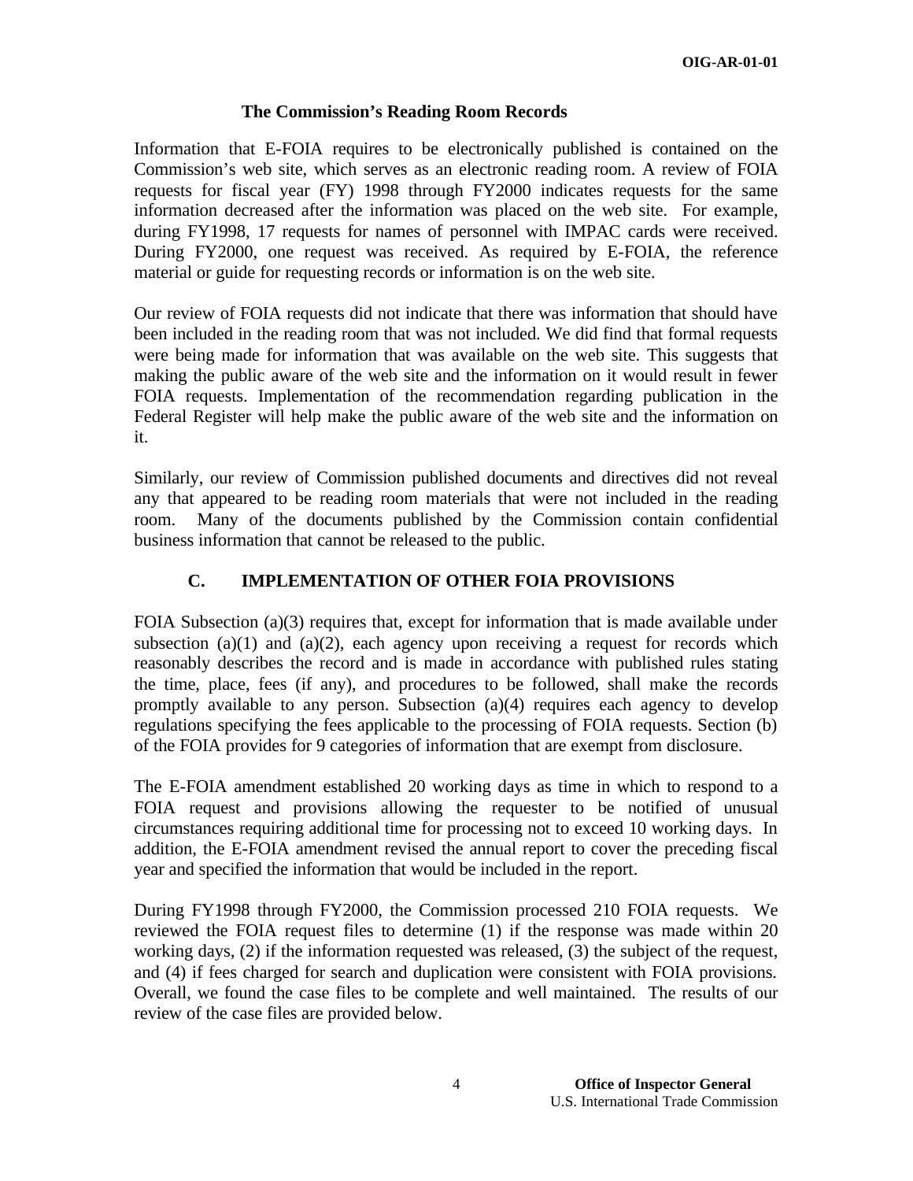### The Commission's Reading Room Records

Information that E-FOIA requires to be electronically published is contained on the Commission's web site, which serves as an electronic reading room. A review of FOIA requests for fiscal year (FY) 1998 through FY2000 indicates requests for the same information decreased after the information was placed on the web site. For example, during FY1998, 17 requests for names of personnel with IMPAC cards were received. During FY2000, one request was received. As required by E-FOIA, the reference material or guide for requesting records or information is on the web site.

Our review of FOIA requests did not indicate that there was information that should have been included in the reading room that was not included. We did find that formal requests were being made for information that was available on the web site. This suggests that making the public aware of the web site and the information on it would result in fewer FOIA requests. Implementation of the recommendation regarding publication in the Federal Register will help make the public aware of the web site and the information on it.

Similarly, our review of Commission published documents and directives did not reveal any that appeared to be reading room materials that were not included in the reading room. Many of the documents published by the Commission contain confidential business information that cannot be released to the public.

## C. IMPLEMENTATION OF OTHER FOIA PROVISIONS

FOIA Subsection (a)(3) requires that, except for information that is made available under subsection (a)(1) and (a)(2), each agency upon receiving a request for records which reasonably describes the record and is made in accordance with published rules stating the time, place, fees (if any), and procedures to be followed, shall make the records promptly available to any person. Subsection (a)(4) requires each agency to develop regulations specifying the fees applicable to the processing of FOIA requests. Section (b) of the FOIA provides for 9 categories of information that are exempt from disclosure.

The E-FOIA amendment established 20 working days as time in which to respond to a FOIA request and provisions allowing the requester to be notified of unusual circumstances requiring additional time for processing not to exceed 10 working days. In addition, the E-FOIA amendment revised the annual report to cover the preceding fiscal year and specified the information that would be included in the report.

During FY1998 through FY2000, the Commission processed 210 FOIA requests. We reviewed the FOIA request files to determine (1) if the response was made within 20 working days, (2) if the information requested was released, (3) the subject of the request, and (4) if fees charged for search and duplication were consistent with FOIA provisions. Overall, we found the case files to be complete and well maintained. The results of our review of the case files are provided below.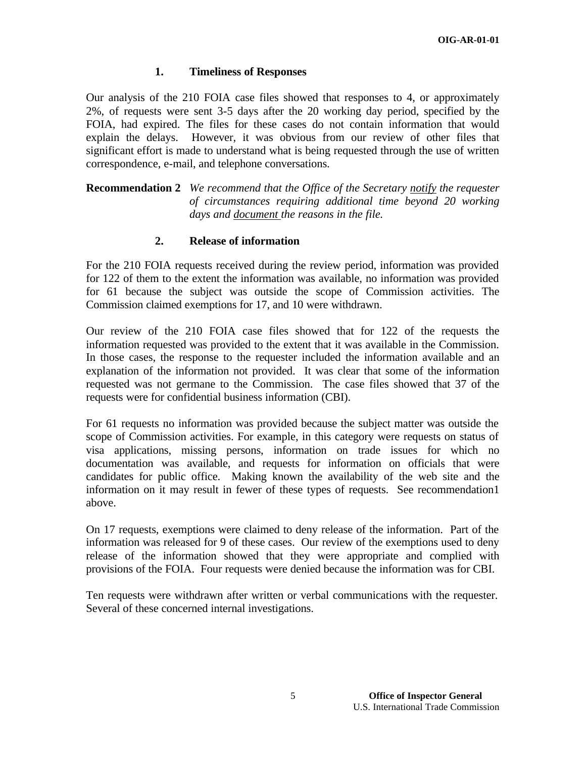### 1. Timeliness of Responses

Our analysis of the 210 FOIA case files showed that responses to 4, or approximately 2%, of requests were sent 3-5 days after the 20 working day period, specified by the FOIA, had expired. The files for these cases do not contain information that would explain the delays. However, it was obvious from our review of other files that significant effort is made to understand what is being requested through the use of written correspondence, e-mail, and telephone conversations.

**Recommendation 2** *We recommend that the Office of the Secretary* <u>*notify*</u> *the requester of circumstances requiring additional time beyond 20 working days and* <u>*document*</u> *the reasons in the file.*

### 2. Release of information

For the 210 FOIA requests received during the review period, information was provided for 122 of them to the extent the information was available, no information was provided for 61 because the subject was outside the scope of Commission activities. The Commission claimed exemptions for 17, and 10 were withdrawn.

Our review of the 210 FOIA case files showed that for 122 of the requests the information requested was provided to the extent that it was available in the Commission. In those cases, the response to the requester included the information available and an explanation of the information not provided. It was clear that some of the information requested was not germane to the Commission. The case files showed that 37 of the requests were for confidential business information (CBI).

For 61 requests no information was provided because the subject matter was outside the scope of Commission activities. For example, in this category were requests on status of visa applications, missing persons, information on trade issues for which no documentation was available, and requests for information on officials that were candidates for public office. Making known the availability of the web site and the information on it may result in fewer of these types of requests. See recommendation1 above.

On 17 requests, exemptions were claimed to deny release of the information. Part of the information was released for 9 of these cases. Our review of the exemptions used to deny release of the information showed that they were appropriate and complied with provisions of the FOIA. Four requests were denied because the information was for CBI.

Ten requests were withdrawn after written or verbal communications with the requester. Several of these concerned internal investigations.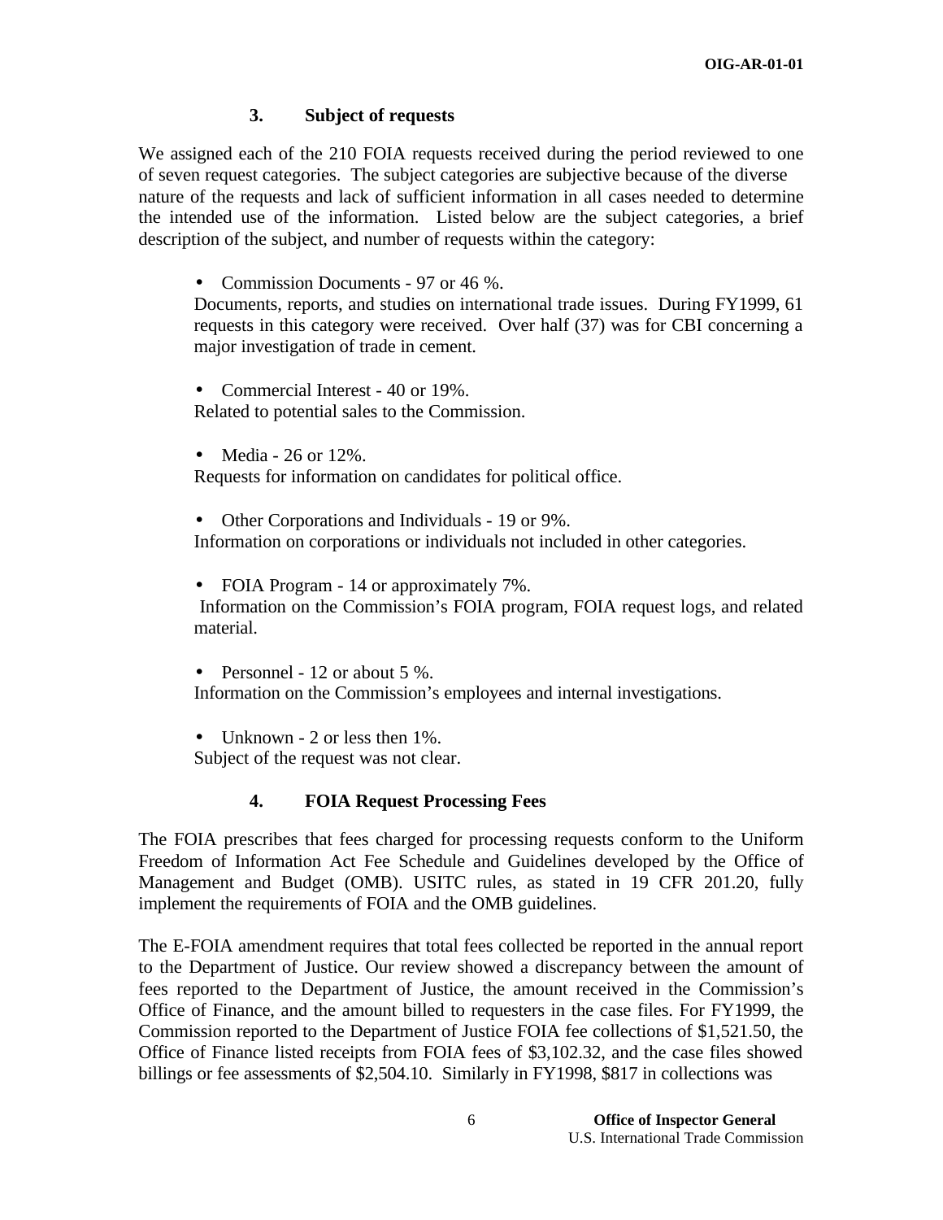### 3. Subject of requests

We assigned each of the 210 FOIA requests received during the period reviewed to one of seven request categories. The subject categories are subjective because of the diverse nature of the requests and lack of sufficient information in all cases needed to determine the intended use of the information. Listed below are the subject categories, a brief description of the subject, and number of requests within the category:

- Commission Documents - 97 or 46 %.

  Documents, reports, and studies on international trade issues. During FY1999, 61 requests in this category were received. Over half (37) was for CBI concerning a major investigation of trade in cement.

- Commercial Interest - 40 or 19%.

  Related to potential sales to the Commission.

- Media - 26 or 12%.

  Requests for information on candidates for political office.

- Other Corporations and Individuals - 19 or 9%.

  Information on corporations or individuals not included in other categories.

- FOIA Program - 14 or approximately 7%.

  Information on the Commission's FOIA program, FOIA request logs, and related material.

- Personnel - 12 or about 5 %.

  Information on the Commission's employees and internal investigations.

- Unknown - 2 or less then 1%.

  Subject of the request was not clear.

### 4. FOIA Request Processing Fees

The FOIA prescribes that fees charged for processing requests conform to the Uniform Freedom of Information Act Fee Schedule and Guidelines developed by the Office of Management and Budget (OMB). USITC rules, as stated in 19 CFR 201.20, fully implement the requirements of FOIA and the OMB guidelines.

The E-FOIA amendment requires that total fees collected be reported in the annual report to the Department of Justice. Our review showed a discrepancy between the amount of fees reported to the Department of Justice, the amount received in the Commission's Office of Finance, and the amount billed to requesters in the case files. For FY1999, the Commission reported to the Department of Justice FOIA fee collections of $1,521.50, the Office of Finance listed receipts from FOIA fees of $3,102.32, and the case files showed billings or fee assessments of $2,504.10. Similarly in FY1998, $817 in collections was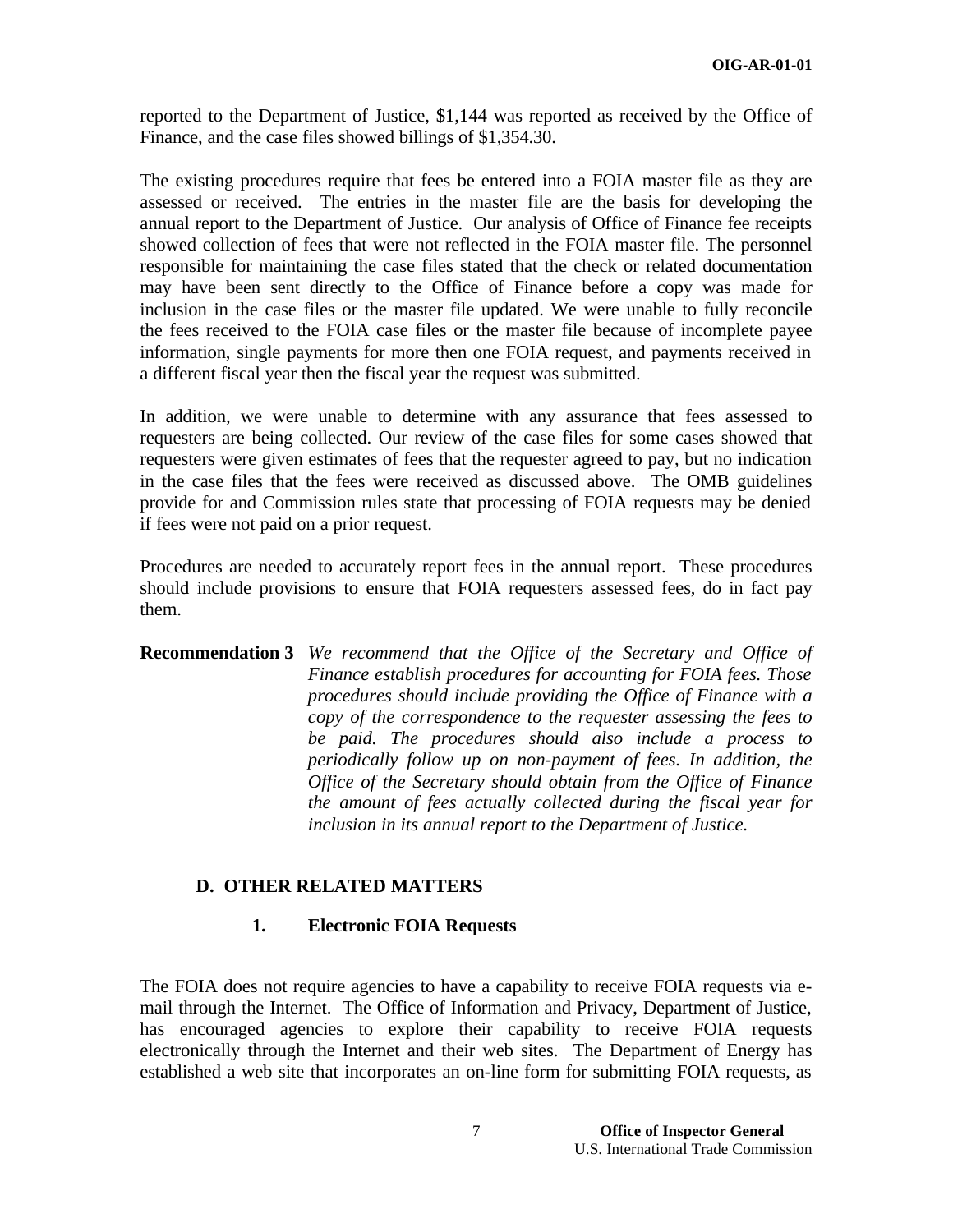reported to the Department of Justice, $1,144 was reported as received by the Office of Finance, and the case files showed billings of $1,354.30.

The existing procedures require that fees be entered into a FOIA master file as they are assessed or received. The entries in the master file are the basis for developing the annual report to the Department of Justice. Our analysis of Office of Finance fee receipts showed collection of fees that were not reflected in the FOIA master file. The personnel responsible for maintaining the case files stated that the check or related documentation may have been sent directly to the Office of Finance before a copy was made for inclusion in the case files or the master file updated. We were unable to fully reconcile the fees received to the FOIA case files or the master file because of incomplete payee information, single payments for more then one FOIA request, and payments received in a different fiscal year then the fiscal year the request was submitted.

In addition, we were unable to determine with any assurance that fees assessed to requesters are being collected. Our review of the case files for some cases showed that requesters were given estimates of fees that the requester agreed to pay, but no indication in the case files that the fees were received as discussed above. The OMB guidelines provide for and Commission rules state that processing of FOIA requests may be denied if fees were not paid on a prior request.

Procedures are needed to accurately report fees in the annual report. These procedures should include provisions to ensure that FOIA requesters assessed fees, do in fact pay them.

**Recommendation 3** *We recommend that the Office of the Secretary and Office of Finance establish procedures for accounting for FOIA fees. Those procedures should include providing the Office of Finance with a copy of the correspondence to the requester assessing the fees to be paid. The procedures should also include a process to periodically follow up on non-payment of fees. In addition, the Office of the Secretary should obtain from the Office of Finance the amount of fees actually collected during the fiscal year for inclusion in its annual report to the Department of Justice.*

## D. OTHER RELATED MATTERS

### 1. Electronic FOIA Requests

The FOIA does not require agencies to have a capability to receive FOIA requests via e-mail through the Internet. The Office of Information and Privacy, Department of Justice, has encouraged agencies to explore their capability to receive FOIA requests electronically through the Internet and their web sites. The Department of Energy has established a web site that incorporates an on-line form for submitting FOIA requests, as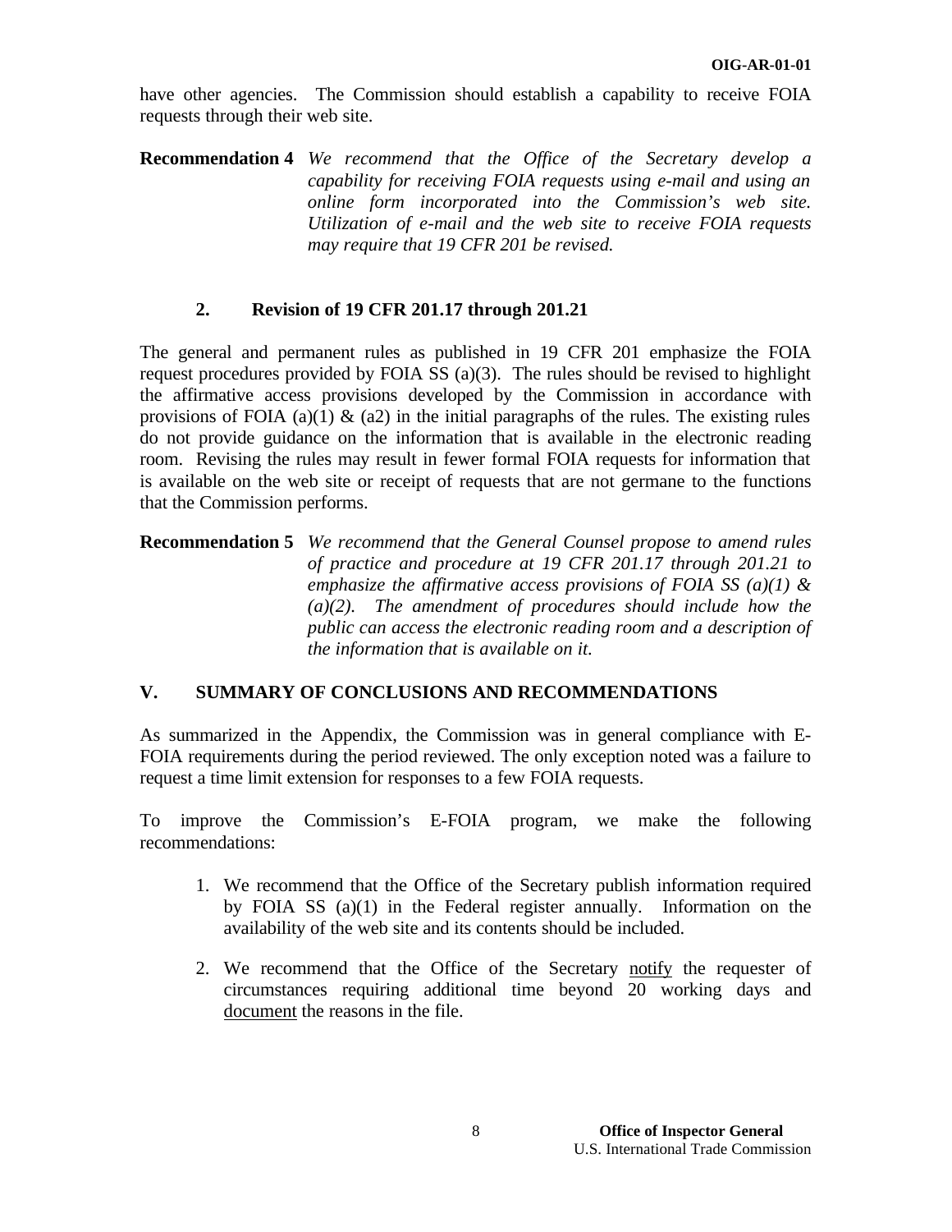have other agencies. The Commission should establish a capability to receive FOIA requests through their web site.

**Recommendation 4** *We recommend that the Office of the Secretary develop a capability for receiving FOIA requests using e-mail and using an online form incorporated into the Commission's web site. Utilization of e-mail and the web site to receive FOIA requests may require that 19 CFR 201 be revised.*

### 2. Revision of 19 CFR 201.17 through 201.21

The general and permanent rules as published in 19 CFR 201 emphasize the FOIA request procedures provided by FOIA SS (a)(3). The rules should be revised to highlight the affirmative access provisions developed by the Commission in accordance with provisions of FOIA (a)(1) & (a2) in the initial paragraphs of the rules. The existing rules do not provide guidance on the information that is available in the electronic reading room. Revising the rules may result in fewer formal FOIA requests for information that is available on the web site or receipt of requests that are not germane to the functions that the Commission performs.

**Recommendation 5** *We recommend that the General Counsel propose to amend rules of practice and procedure at 19 CFR 201.17 through 201.21 to emphasize the affirmative access provisions of FOIA SS (a)(1) & (a)(2). The amendment of procedures should include how the public can access the electronic reading room and a description of the information that is available on it.*

## V. SUMMARY OF CONCLUSIONS AND RECOMMENDATIONS

As summarized in the Appendix, the Commission was in general compliance with E-FOIA requirements during the period reviewed. The only exception noted was a failure to request a time limit extension for responses to a few FOIA requests.

To improve the Commission's E-FOIA program, we make the following recommendations:

1. We recommend that the Office of the Secretary publish information required by FOIA SS (a)(1) in the Federal register annually. Information on the availability of the web site and its contents should be included.

2. We recommend that the Office of the Secretary <u>notify</u> the requester of circumstances requiring additional time beyond 20 working days and <u>document</u> the reasons in the file.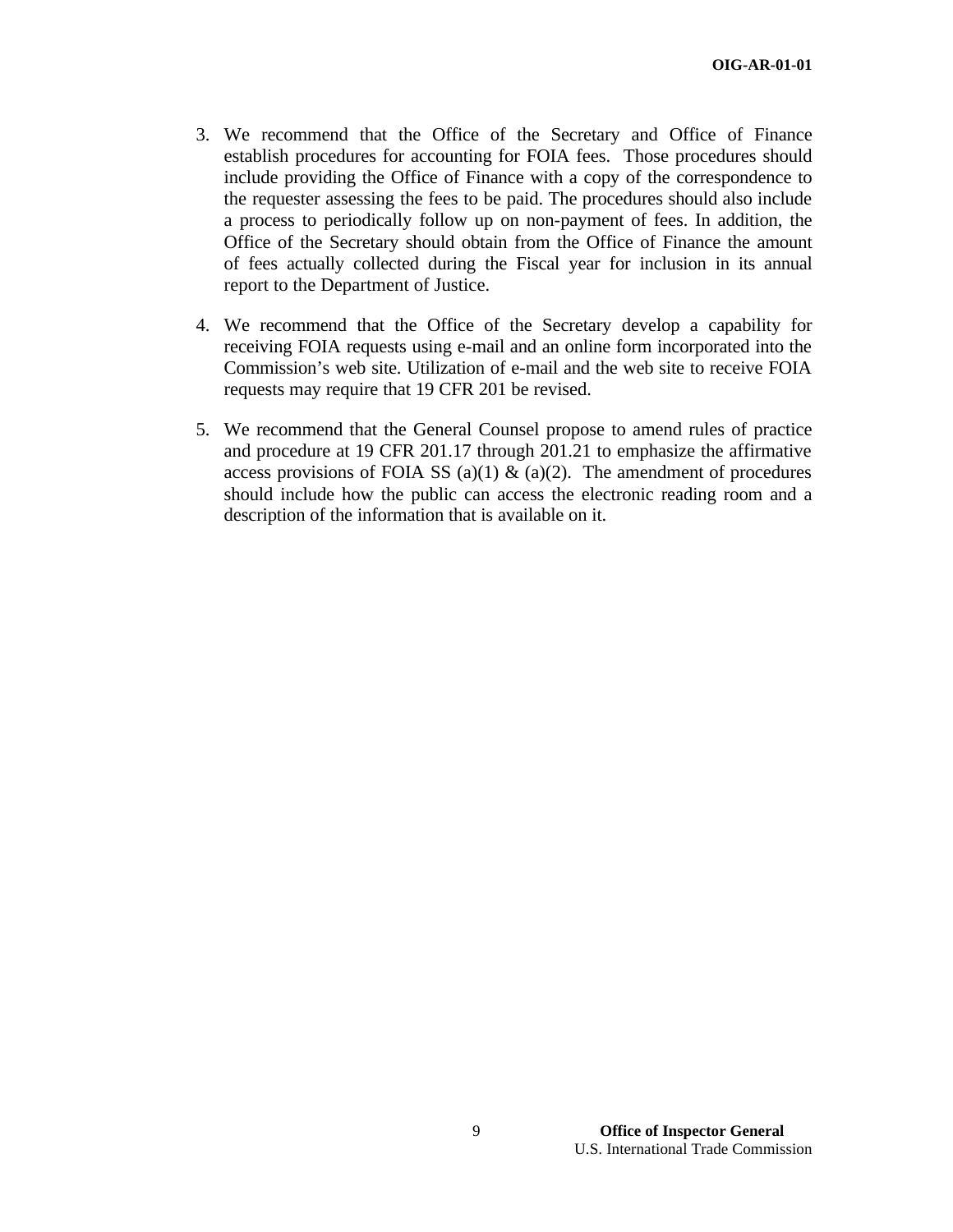3. We recommend that the Office of the Secretary and Office of Finance establish procedures for accounting for FOIA fees. Those procedures should include providing the Office of Finance with a copy of the correspondence to the requester assessing the fees to be paid. The procedures should also include a process to periodically follow up on non-payment of fees. In addition, the Office of the Secretary should obtain from the Office of Finance the amount of fees actually collected during the Fiscal year for inclusion in its annual report to the Department of Justice.

4. We recommend that the Office of the Secretary develop a capability for receiving FOIA requests using e-mail and an online form incorporated into the Commission's web site. Utilization of e-mail and the web site to receive FOIA requests may require that 19 CFR 201 be revised.

5. We recommend that the General Counsel propose to amend rules of practice and procedure at 19 CFR 201.17 through 201.21 to emphasize the affirmative access provisions of FOIA SS (a)(1) & (a)(2). The amendment of procedures should include how the public can access the electronic reading room and a description of the information that is available on it.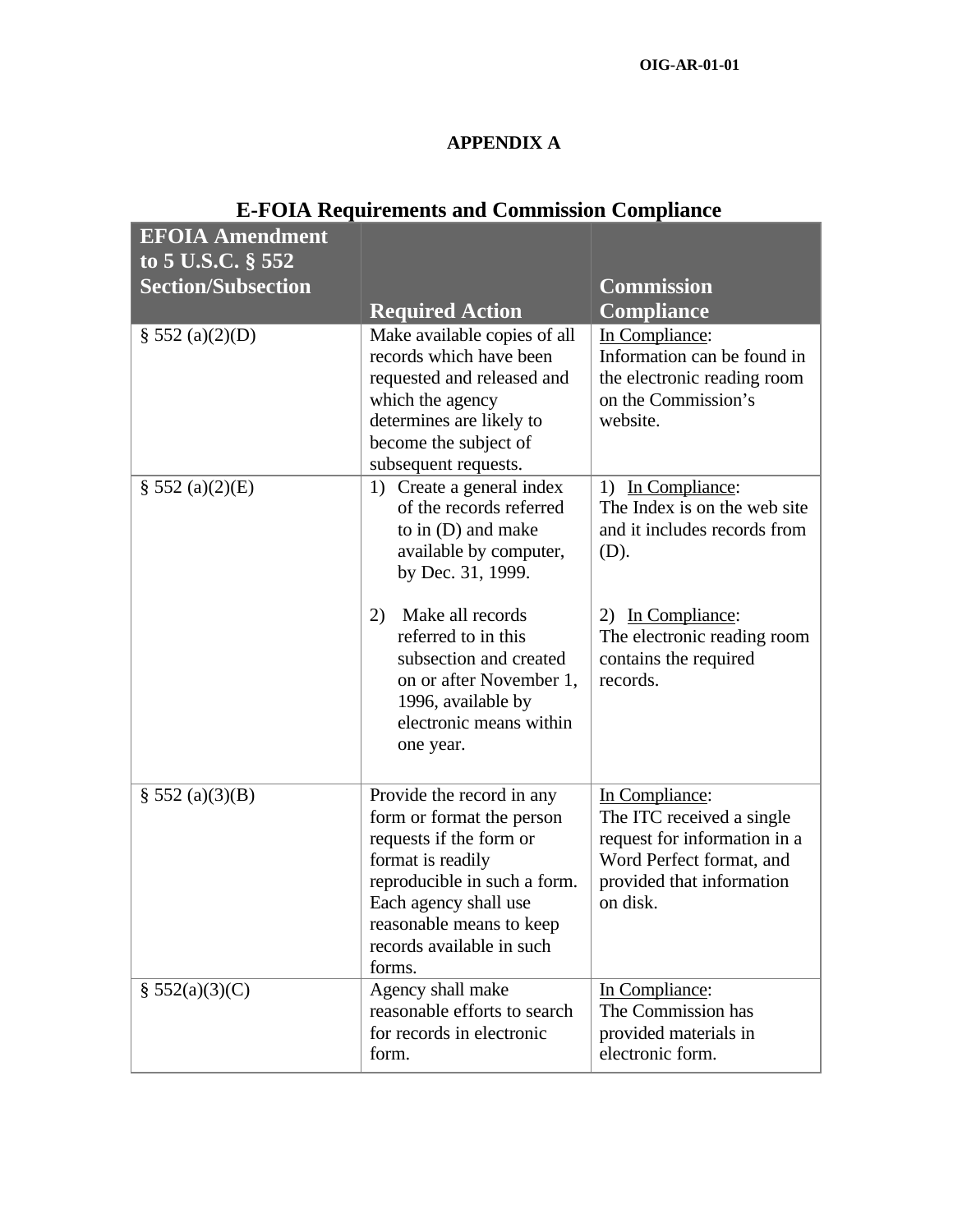## APPENDIX A

### E-FOIA Requirements and Commission Compliance

| EFOIA Amendment to 5 U.S.C. § 552 Section/Subsection | Required Action | Commission Compliance |
|---|---|---|
| § 552 (a)(2)(D) | Make available copies of all records which have been requested and released and which the agency determines are likely to become the subject of subsequent requests. | In Compliance: Information can be found in the electronic reading room on the Commission's website. |
| § 552 (a)(2)(E) | 1) Create a general index of the records referred to in (D) and make available by computer, by Dec. 31, 1999.<br><br>2) Make all records referred to in this subsection and created on or after November 1, 1996, available by electronic means within one year. | 1) In Compliance: The Index is on the web site and it includes records from (D).<br><br>2) In Compliance: The electronic reading room contains the required records. |
| § 552 (a)(3)(B) | Provide the record in any form or format the person requests if the form or format is readily reproducible in such a form. Each agency shall use reasonable means to keep records available in such forms. | In Compliance: The ITC received a single request for information in a Word Perfect format, and provided that information on disk. |
| § 552(a)(3)(C) | Agency shall make reasonable efforts to search for records in electronic form. | In Compliance: The Commission has provided materials in electronic form. |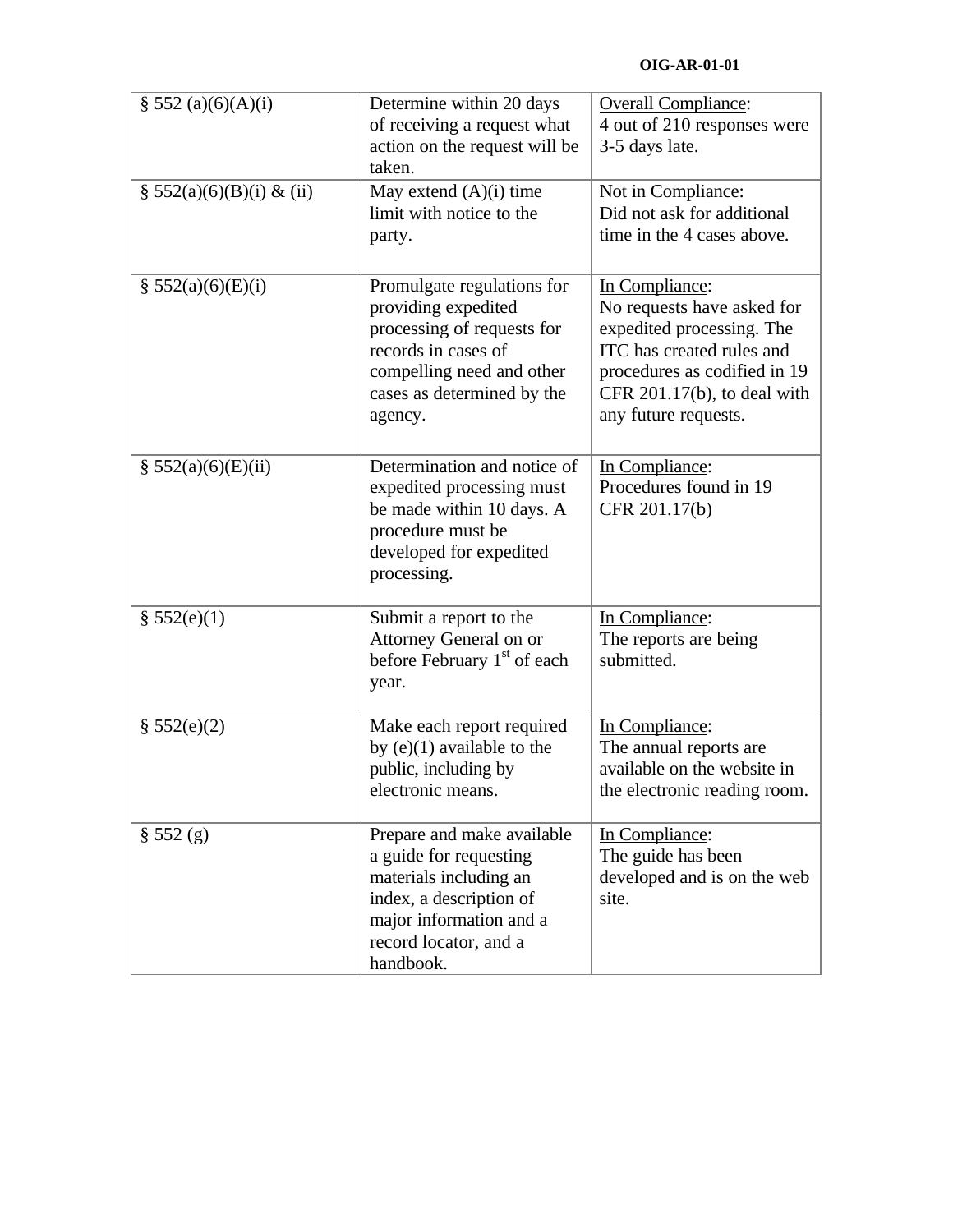| § 552 (a)(6)(A)(i) | Determine within 20 days of receiving a request what action on the request will be taken. | Overall Compliance: 4 out of 210 responses were 3-5 days late. |
|---|---|---|
| § 552(a)(6)(B)(i) & (ii) | May extend (A)(i) time limit with notice to the party. | Not in Compliance: Did not ask for additional time in the 4 cases above. |
| § 552(a)(6)(E)(i) | Promulgate regulations for providing expedited processing of requests for records in cases of compelling need and other cases as determined by the agency. | In Compliance: No requests have asked for expedited processing. The ITC has created rules and procedures as codified in 19 CFR 201.17(b), to deal with any future requests. |
| § 552(a)(6)(E)(ii) | Determination and notice of expedited processing must be made within 10 days. A procedure must be developed for expedited processing. | In Compliance: Procedures found in 19 CFR 201.17(b) |
| § 552(e)(1) | Submit a report to the Attorney General on or before February 1st of each year. | In Compliance: The reports are being submitted. |
| § 552(e)(2) | Make each report required by (e)(1) available to the public, including by electronic means. | In Compliance: The annual reports are available on the website in the electronic reading room. |
| § 552 (g) | Prepare and make available a guide for requesting materials including an index, a description of major information and a record locator, and a handbook. | In Compliance: The guide has been developed and is on the web site. |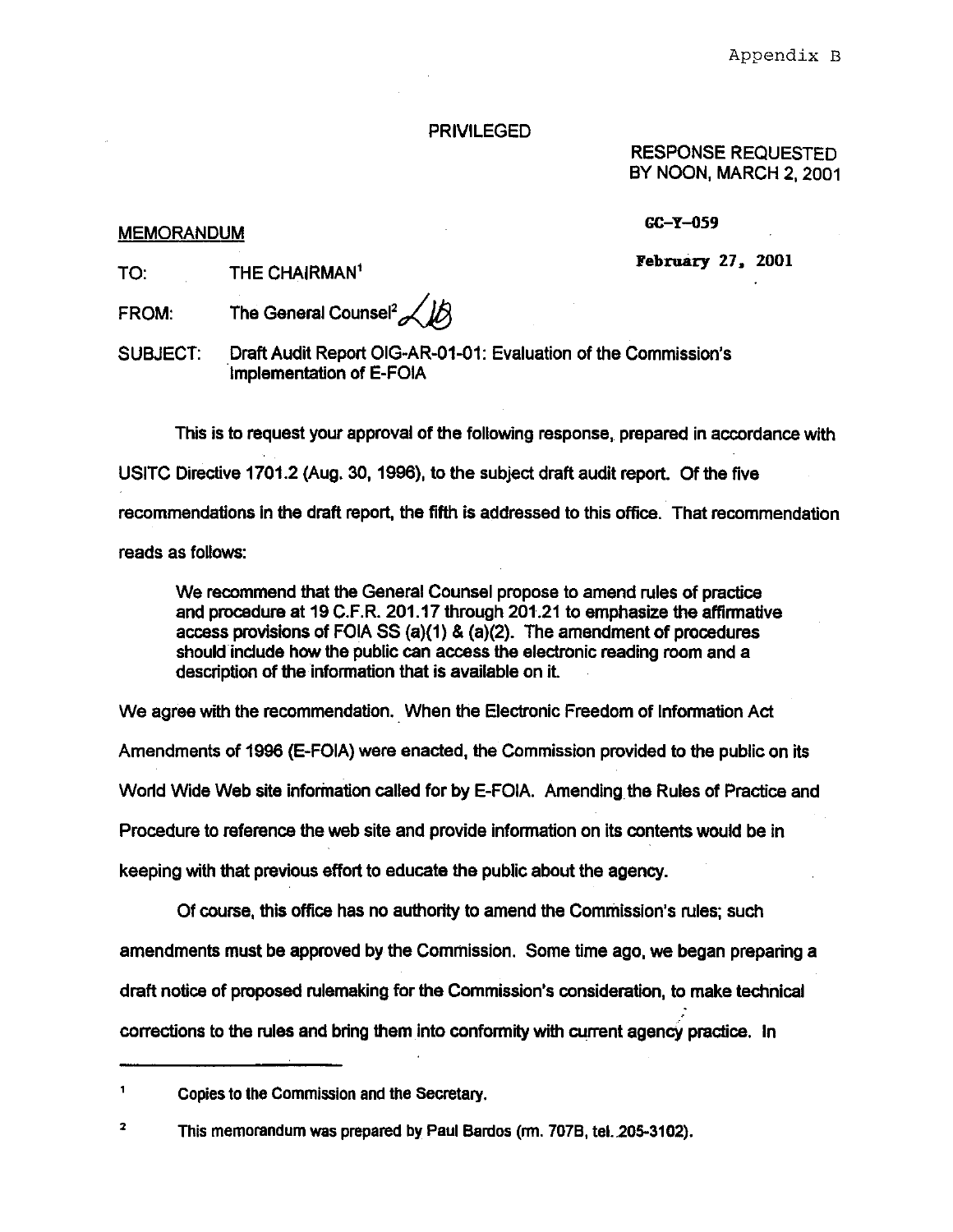Appendix B

PRIVILEGED

RESPONSE REQUESTED
BY NOON, MARCH 2, 2001

GC-Y-059

February 27, 2001

MEMORANDUM

TO: THE CHAIRMAN[1]

FROM: The General Counsel[2]

SUBJECT: Draft Audit Report OIG-AR-01-01: Evaluation of the Commission's Implementation of E-FOIA

This is to request your approval of the following response, prepared in accordance with USITC Directive 1701.2 (Aug. 30, 1996), to the subject draft audit report. Of the five recommendations in the draft report, the fifth is addressed to this office. That recommendation reads as follows:

> We recommend that the General Counsel propose to amend rules of practice and procedure at 19 C.F.R. 201.17 through 201.21 to emphasize the affirmative access provisions of FOIA SS (a)(1) & (a)(2). The amendment of procedures should include how the public can access the electronic reading room and a description of the information that is available on it.

We agree with the recommendation. When the Electronic Freedom of Information Act Amendments of 1996 (E-FOIA) were enacted, the Commission provided to the public on its World Wide Web site information called for by E-FOIA. Amending the Rules of Practice and Procedure to reference the web site and provide information on its contents would be in keeping with that previous effort to educate the public about the agency.

Of course, this office has no authority to amend the Commission's rules; such amendments must be approved by the Commission. Some time ago, we began preparing a draft notice of proposed rulemaking for the Commission's consideration, to make technical corrections to the rules and bring them into conformity with current agency practice. In

---

[1] Copies to the Commission and the Secretary.

[2] This memorandum was prepared by Paul Bardos (rm. 707B, tel. 205-3102).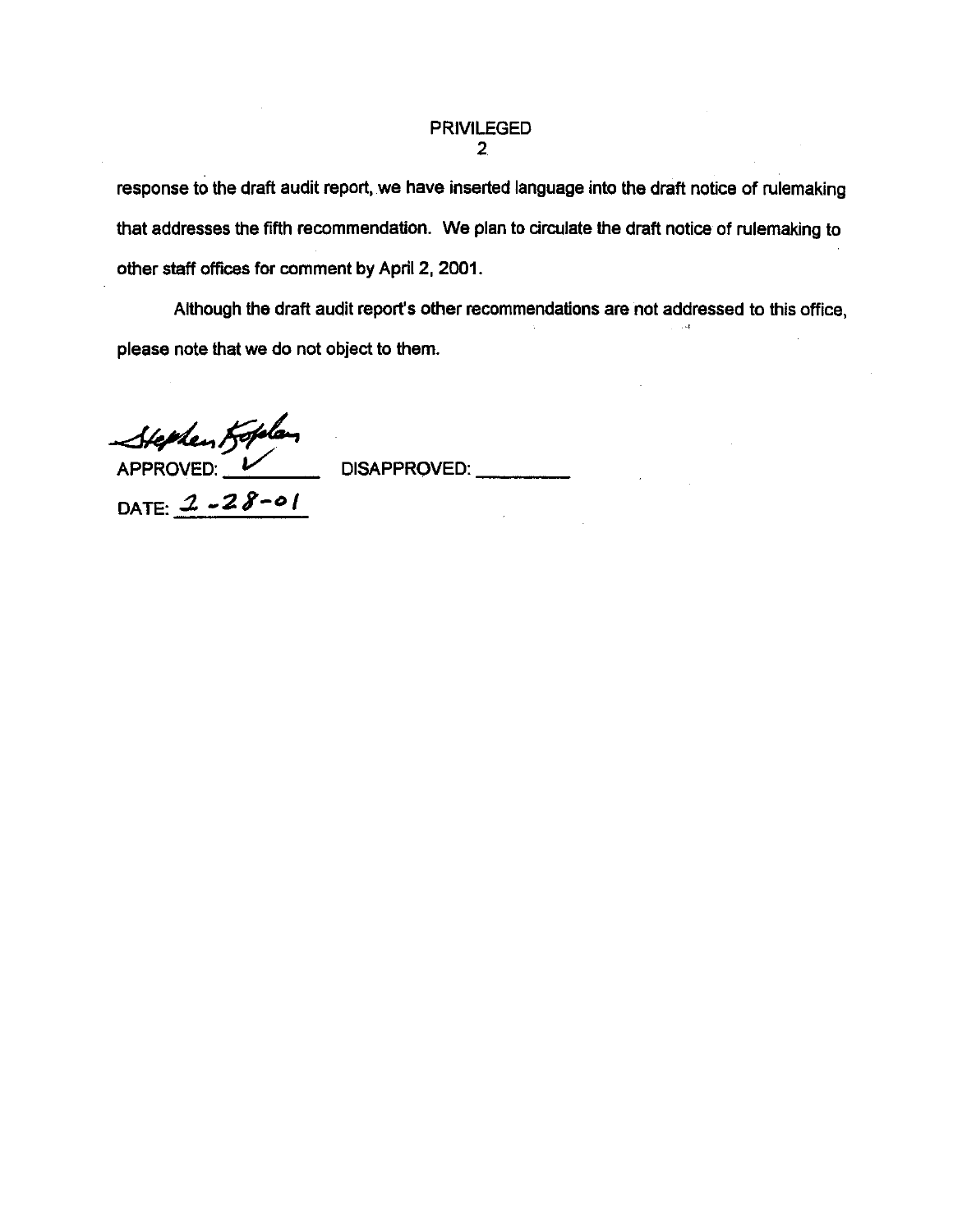PRIVILEGED

response to the draft audit report, we have inserted language into the draft notice of rulemaking that addresses the fifth recommendation. We plan to circulate the draft notice of rulemaking to other staff offices for comment by April 2, 2001.

Although the draft audit report's other recommendations are not addressed to this office, please note that we do not object to them.

Stephen Kaplan

APPROVED: ✓ DISAPPROVED: ________

DATE: 2-28-01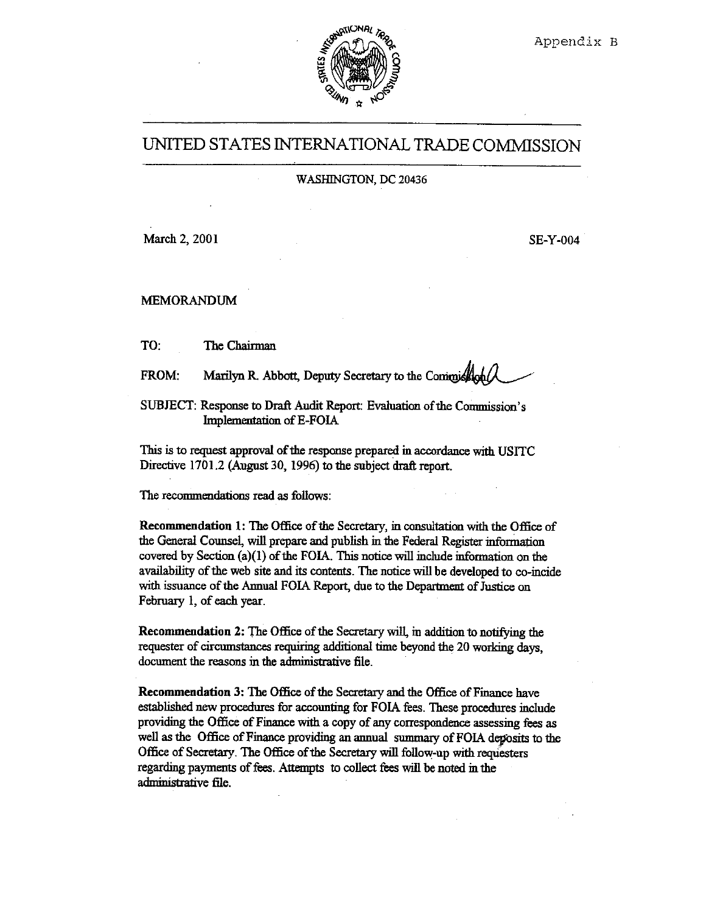Appendix B

# UNITED STATES INTERNATIONAL TRADE COMMISSION

WASHINGTON, DC 20436

March 2, 2001

SE-Y-004

MEMORANDUM

TO: The Chairman

FROM: Marilyn R. Abbott, Deputy Secretary to the Commission

SUBJECT: Response to Draft Audit Report: Evaluation of the Commission's Implementation of E-FOIA

This is to request approval of the response prepared in accordance with USITC Directive 1701.2 (August 30, 1996) to the subject draft report.

The recommendations read as follows:

**Recommendation 1:** The Office of the Secretary, in consultation with the Office of the General Counsel, will prepare and publish in the Federal Register information covered by Section (a)(1) of the FOIA. This notice will include information on the availability of the web site and its contents. The notice will be developed to co-incide with issuance of the Annual FOIA Report, due to the Department of Justice on February 1, of each year.

**Recommendation 2:** The Office of the Secretary will, in addition to notifying the requester of circumstances requiring additional time beyond the 20 working days, document the reasons in the administrative file.

**Recommendation 3:** The Office of the Secretary and the Office of Finance have established new procedures for accounting for FOIA fees. These procedures include providing the Office of Finance with a copy of any correspondence assessing fees as well as the Office of Finance providing an annual summary of FOIA deposits to the Office of Secretary. The Office of the Secretary will follow-up with requesters regarding payments of fees. Attempts to collect fees will be noted in the administrative file.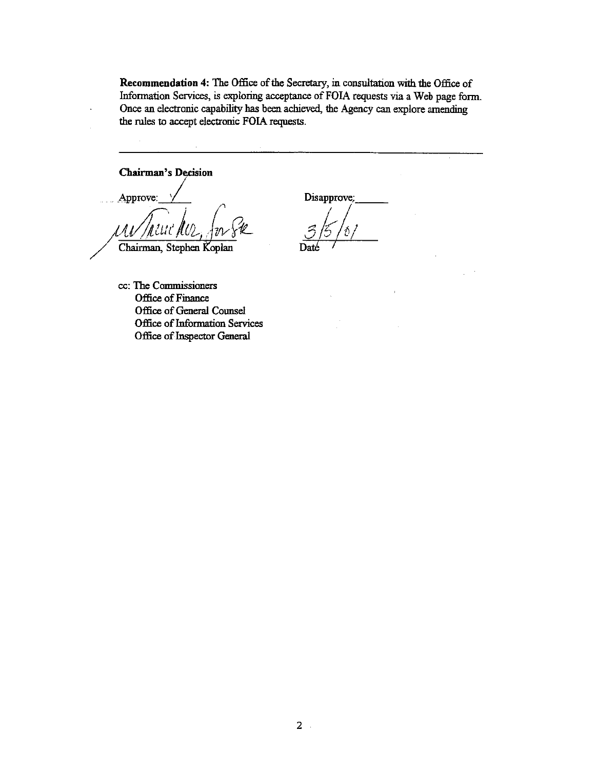**Recommendation 4:** The Office of the Secretary, in consultation with the Office of Information Services, is exploring acceptance of FOIA requests via a Web page form. Once an electronic capability has been achieved, the Agency can explore amending the rules to accept electronic FOIA requests.

---

**Chairman's Decision**

Approve: ✓ Disapprove: ______

Chairman, Stephen Koplan Date 3/5/01

cc: The Commissioners
Office of Finance
Office of General Counsel
Office of Information Services
Office of Inspector General